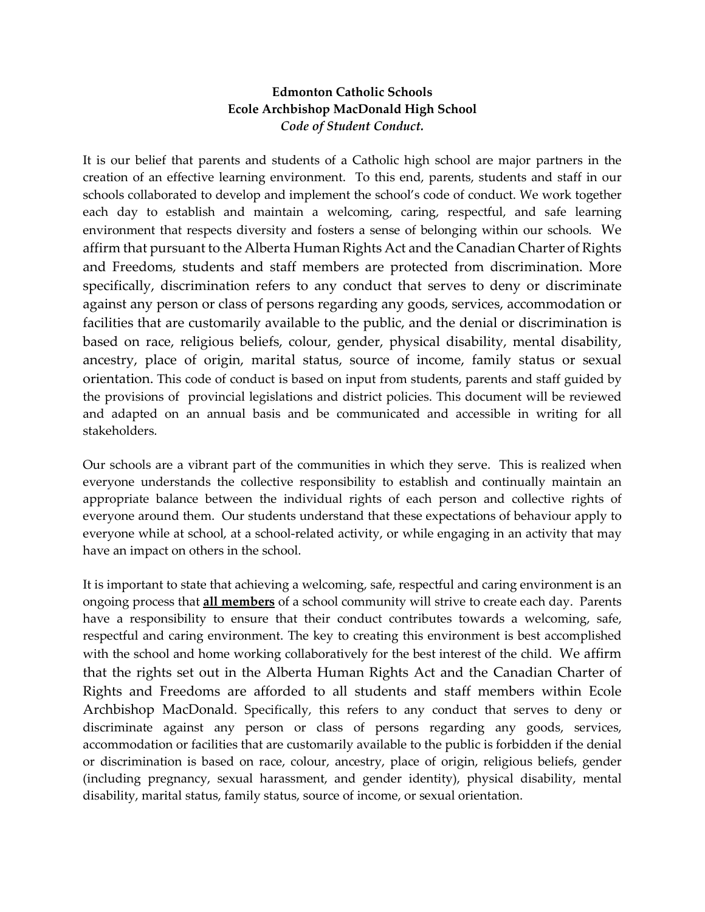**Edmonton Catholic Schools**
**Ecole Archbishop MacDonald High School**
***Code of Student Conduct.***

It is our belief that parents and students of a Catholic high school are major partners in the creation of an effective learning environment. To this end, parents, students and staff in our schools collaborated to develop and implement the school's code of conduct. We work together each day to establish and maintain a welcoming, caring, respectful, and safe learning environment that respects diversity and fosters a sense of belonging within our schools. We affirm that pursuant to the Alberta Human Rights Act and the Canadian Charter of Rights and Freedoms, students and staff members are protected from discrimination. More specifically, discrimination refers to any conduct that serves to deny or discriminate against any person or class of persons regarding any goods, services, accommodation or facilities that are customarily available to the public, and the denial or discrimination is based on race, religious beliefs, colour, gender, physical disability, mental disability, ancestry, place of origin, marital status, source of income, family status or sexual orientation. This code of conduct is based on input from students, parents and staff guided by the provisions of provincial legislations and district policies. This document will be reviewed and adapted on an annual basis and be communicated and accessible in writing for all stakeholders.

Our schools are a vibrant part of the communities in which they serve. This is realized when everyone understands the collective responsibility to establish and continually maintain an appropriate balance between the individual rights of each person and collective rights of everyone around them. Our students understand that these expectations of behaviour apply to everyone while at school, at a school-related activity, or while engaging in an activity that may have an impact on others in the school.

It is important to state that achieving a welcoming, safe, respectful and caring environment is an ongoing process that **all members** of a school community will strive to create each day. Parents have a responsibility to ensure that their conduct contributes towards a welcoming, safe, respectful and caring environment. The key to creating this environment is best accomplished with the school and home working collaboratively for the best interest of the child. We affirm that the rights set out in the Alberta Human Rights Act and the Canadian Charter of Rights and Freedoms are afforded to all students and staff members within Ecole Archbishop MacDonald. Specifically, this refers to any conduct that serves to deny or discriminate against any person or class of persons regarding any goods, services, accommodation or facilities that are customarily available to the public is forbidden if the denial or discrimination is based on race, colour, ancestry, place of origin, religious beliefs, gender (including pregnancy, sexual harassment, and gender identity), physical disability, mental disability, marital status, family status, source of income, or sexual orientation.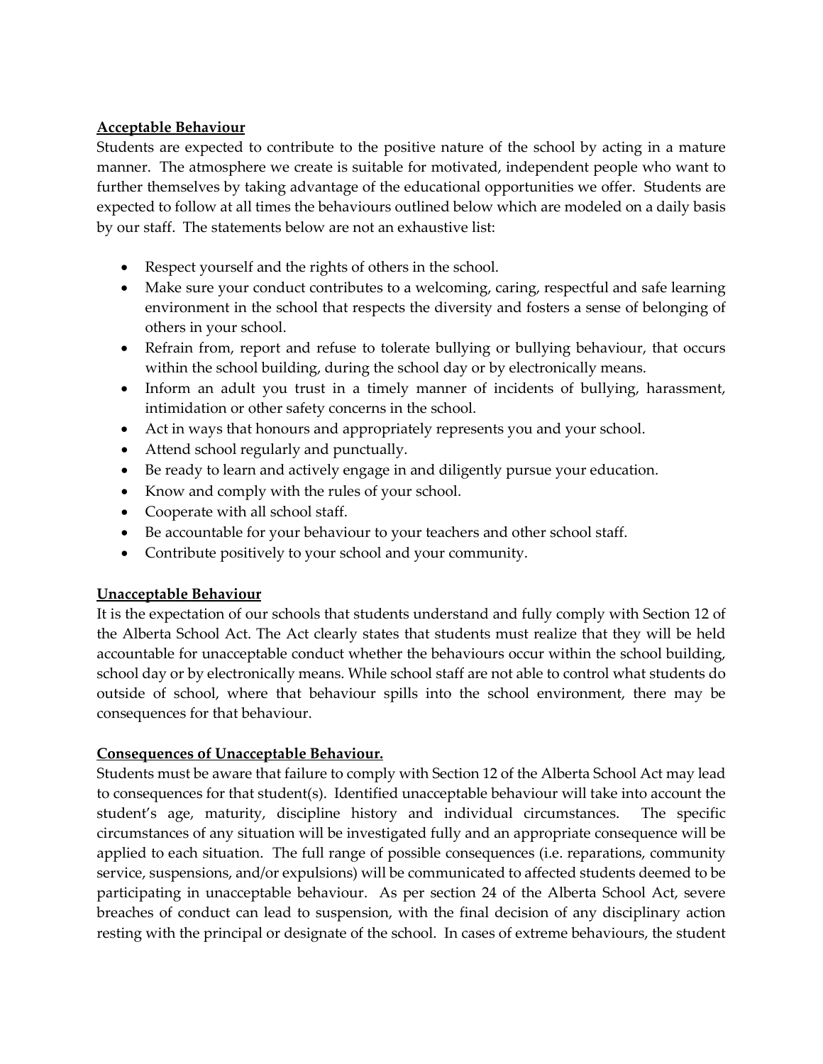**Acceptable Behaviour**

Students are expected to contribute to the positive nature of the school by acting in a mature manner. The atmosphere we create is suitable for motivated, independent people who want to further themselves by taking advantage of the educational opportunities we offer. Students are expected to follow at all times the behaviours outlined below which are modeled on a daily basis by our staff. The statements below are not an exhaustive list:

- Respect yourself and the rights of others in the school.
- Make sure your conduct contributes to a welcoming, caring, respectful and safe learning environment in the school that respects the diversity and fosters a sense of belonging of others in your school.
- Refrain from, report and refuse to tolerate bullying or bullying behaviour, that occurs within the school building, during the school day or by electronically means.
- Inform an adult you trust in a timely manner of incidents of bullying, harassment, intimidation or other safety concerns in the school.
- Act in ways that honours and appropriately represents you and your school.
- Attend school regularly and punctually.
- Be ready to learn and actively engage in and diligently pursue your education.
- Know and comply with the rules of your school.
- Cooperate with all school staff.
- Be accountable for your behaviour to your teachers and other school staff.
- Contribute positively to your school and your community.

**Unacceptable Behaviour**

It is the expectation of our schools that students understand and fully comply with Section 12 of the Alberta School Act. The Act clearly states that students must realize that they will be held accountable for unacceptable conduct whether the behaviours occur within the school building, school day or by electronically means. While school staff are not able to control what students do outside of school, where that behaviour spills into the school environment, there may be consequences for that behaviour.

**Consequences of Unacceptable Behaviour.**

Students must be aware that failure to comply with Section 12 of the Alberta School Act may lead to consequences for that student(s). Identified unacceptable behaviour will take into account the student's age, maturity, discipline history and individual circumstances. The specific circumstances of any situation will be investigated fully and an appropriate consequence will be applied to each situation. The full range of possible consequences (i.e. reparations, community service, suspensions, and/or expulsions) will be communicated to affected students deemed to be participating in unacceptable behaviour. As per section 24 of the Alberta School Act, severe breaches of conduct can lead to suspension, with the final decision of any disciplinary action resting with the principal or designate of the school. In cases of extreme behaviours, the student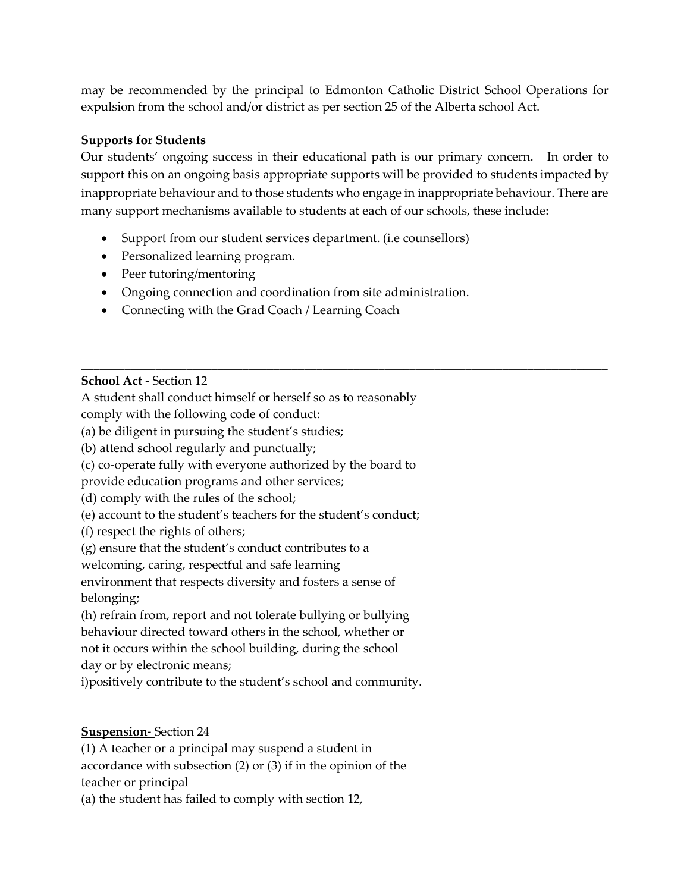may be recommended by the principal to Edmonton Catholic District School Operations for expulsion from the school and/or district as per section 25 of the Alberta school Act.

**Supports for Students**

Our students' ongoing success in their educational path is our primary concern. In order to support this on an ongoing basis appropriate supports will be provided to students impacted by inappropriate behaviour and to those students who engage in inappropriate behaviour. There are many support mechanisms available to students at each of our schools, these include:

- Support from our student services department. (i.e counsellors)
- Personalized learning program.
- Peer tutoring/mentoring
- Ongoing connection and coordination from site administration.
- Connecting with the Grad Coach / Learning Coach

---

**School Act -** Section 12

A student shall conduct himself or herself so as to reasonably comply with the following code of conduct:

(a) be diligent in pursuing the student's studies;

(b) attend school regularly and punctually;

(c) co-operate fully with everyone authorized by the board to provide education programs and other services;

(d) comply with the rules of the school;

(e) account to the student's teachers for the student's conduct;

(f) respect the rights of others;

(g) ensure that the student's conduct contributes to a welcoming, caring, respectful and safe learning environment that respects diversity and fosters a sense of belonging;

(h) refrain from, report and not tolerate bullying or bullying behaviour directed toward others in the school, whether or not it occurs within the school building, during the school day or by electronic means;

i)positively contribute to the student's school and community.

**Suspension-** Section 24

(1) A teacher or a principal may suspend a student in accordance with subsection (2) or (3) if in the opinion of the teacher or principal

(a) the student has failed to comply with section 12,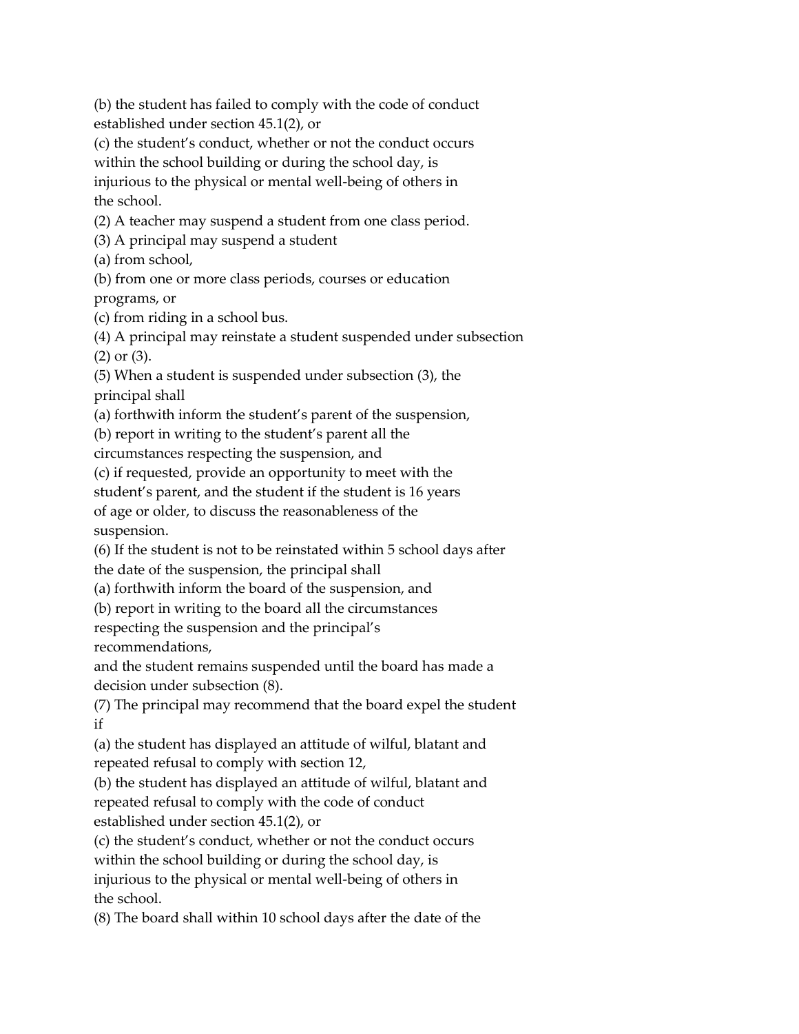(b) the student has failed to comply with the code of conduct established under section 45.1(2), or

(c) the student's conduct, whether or not the conduct occurs within the school building or during the school day, is injurious to the physical or mental well-being of others in the school.

(2) A teacher may suspend a student from one class period.

(3) A principal may suspend a student

(a) from school,

(b) from one or more class periods, courses or education programs, or

(c) from riding in a school bus.

(4) A principal may reinstate a student suspended under subsection (2) or (3).

(5) When a student is suspended under subsection (3), the principal shall

(a) forthwith inform the student's parent of the suspension,

(b) report in writing to the student's parent all the circumstances respecting the suspension, and

(c) if requested, provide an opportunity to meet with the student's parent, and the student if the student is 16 years of age or older, to discuss the reasonableness of the suspension.

(6) If the student is not to be reinstated within 5 school days after the date of the suspension, the principal shall

(a) forthwith inform the board of the suspension, and

(b) report in writing to the board all the circumstances respecting the suspension and the principal's recommendations,

and the student remains suspended until the board has made a decision under subsection (8).

(7) The principal may recommend that the board expel the student if

(a) the student has displayed an attitude of wilful, blatant and repeated refusal to comply with section 12,

(b) the student has displayed an attitude of wilful, blatant and repeated refusal to comply with the code of conduct established under section 45.1(2), or

(c) the student's conduct, whether or not the conduct occurs within the school building or during the school day, is injurious to the physical or mental well-being of others in the school.

(8) The board shall within 10 school days after the date of the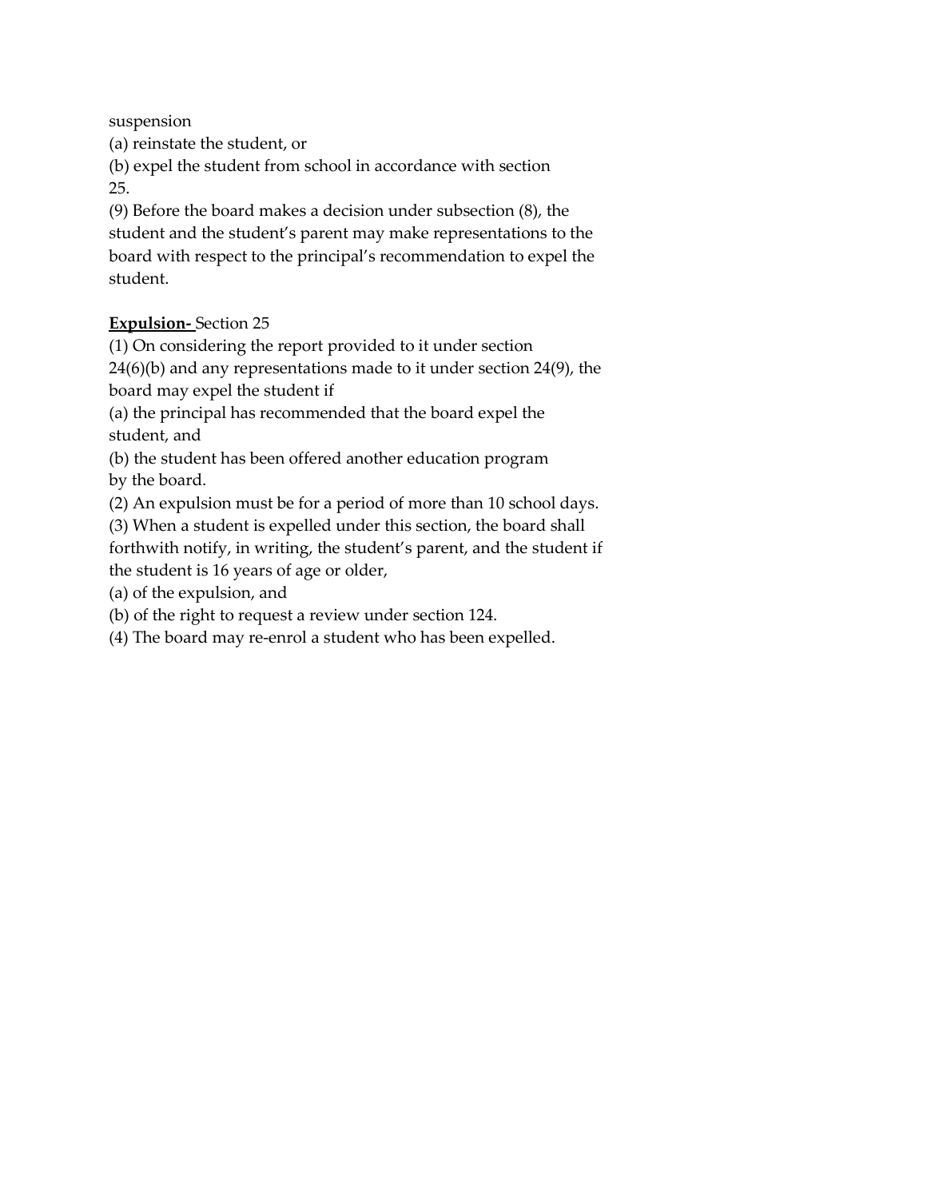suspension
(a) reinstate the student, or
(b) expel the student from school in accordance with section 25.
(9) Before the board makes a decision under subsection (8), the student and the student's parent may make representations to the board with respect to the principal's recommendation to expel the student.

**<u>Expulsion-</u>** Section 25
(1) On considering the report provided to it under section 24(6)(b) and any representations made to it under section 24(9), the board may expel the student if
(a) the principal has recommended that the board expel the student, and
(b) the student has been offered another education program by the board.
(2) An expulsion must be for a period of more than 10 school days.
(3) When a student is expelled under this section, the board shall forthwith notify, in writing, the student's parent, and the student if the student is 16 years of age or older,
(a) of the expulsion, and
(b) of the right to request a review under section 124.
(4) The board may re-enrol a student who has been expelled.